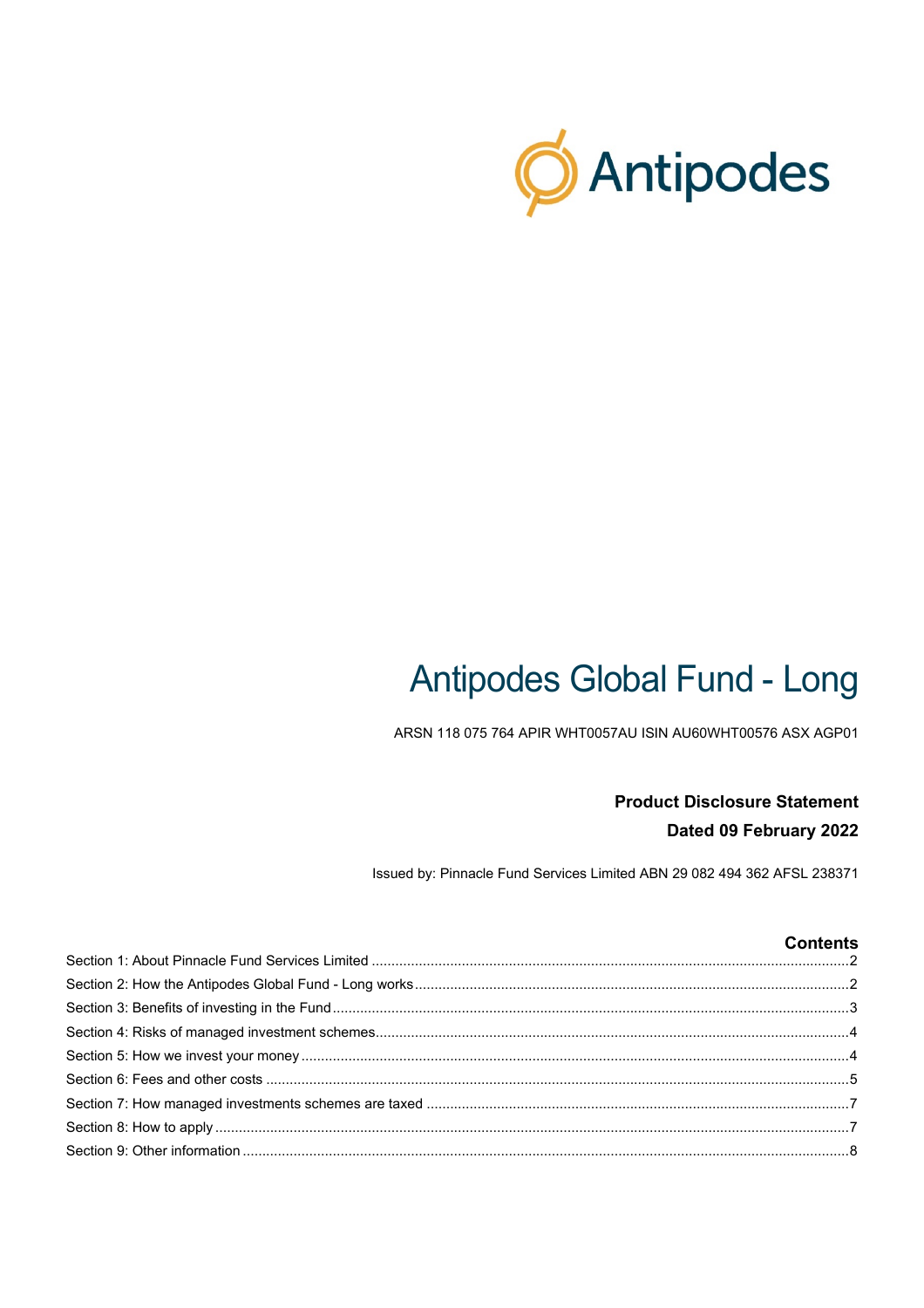Antipodes

# Antipodes Global Fund - Long

ARSN 118 075 764 APIR WHT0057AU ISIN AU60WHT00576 ASX AGP01

**Product Disclosure Statement**

**Dated 09 February 2022**

Issued by: Pinnacle Fund Services Limited ABN 29 082 494 362 AFSL 238371

## Contents

- Section 1: About Pinnacle Fund Services Limited ..... 2
- Section 2: How the Antipodes Global Fund - Long works ..... 2
- Section 3: Benefits of investing in the Fund ..... 3
- Section 4: Risks of managed investment schemes ..... 4
- Section 5: How we invest your money ..... 4
- Section 6: Fees and other costs ..... 5
- Section 7: How managed investments schemes are taxed ..... 7
- Section 8: How to apply ..... 7
- Section 9: Other information ..... 8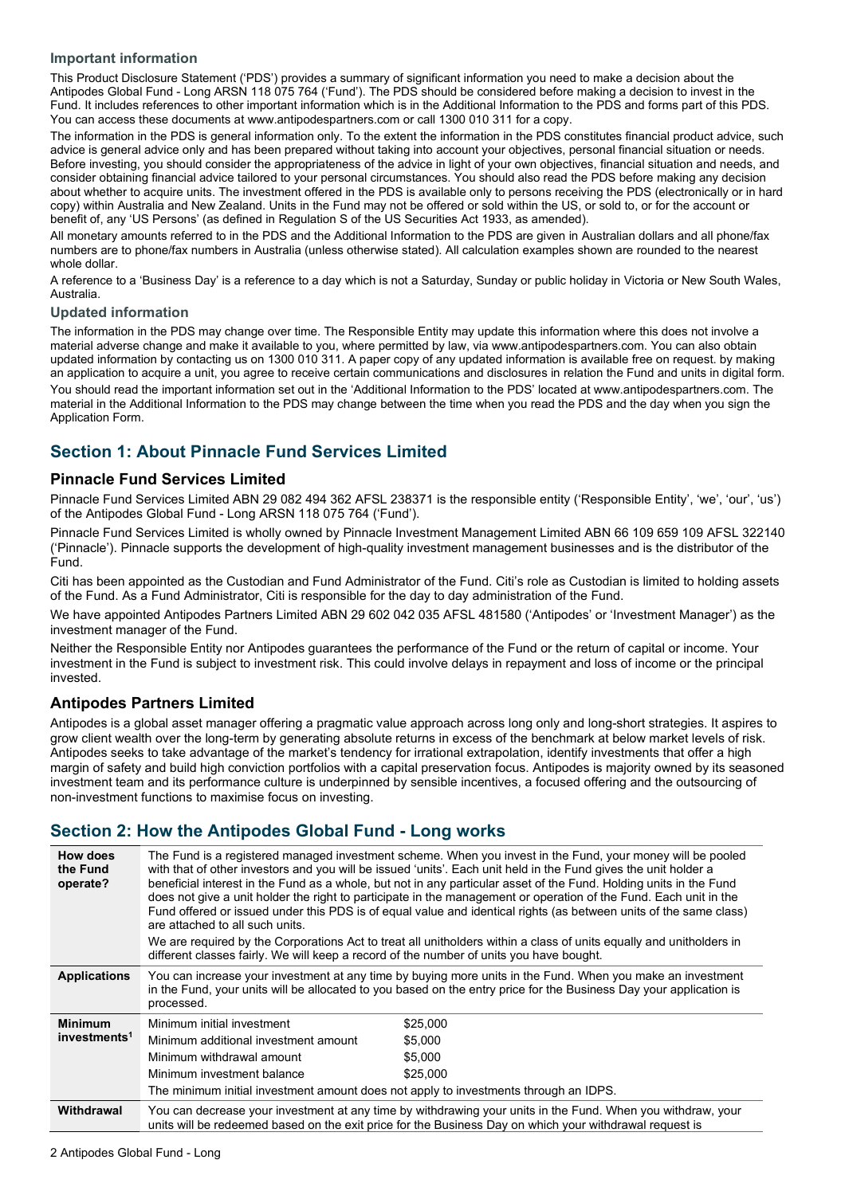### Important information

This Product Disclosure Statement ('PDS') provides a summary of significant information you need to make a decision about the Antipodes Global Fund - Long ARSN 118 075 764 ('Fund'). The PDS should be considered before making a decision to invest in the Fund. It includes references to other important information which is in the Additional Information to the PDS and forms part of this PDS. You can access these documents at www.antipodespartners.com or call 1300 010 311 for a copy.

The information in the PDS is general information only. To the extent the information in the PDS constitutes financial product advice, such advice is general advice only and has been prepared without taking into account your objectives, personal financial situation or needs. Before investing, you should consider the appropriateness of the advice in light of your own objectives, financial situation and needs, and consider obtaining financial advice tailored to your personal circumstances. You should also read the PDS before making any decision about whether to acquire units. The investment offered in the PDS is available only to persons receiving the PDS (electronically or in hard copy) within Australia and New Zealand. Units in the Fund may not be offered or sold within the US, or sold to, or for the account or benefit of, any 'US Persons' (as defined in Regulation S of the US Securities Act 1933, as amended).

All monetary amounts referred to in the PDS and the Additional Information to the PDS are given in Australian dollars and all phone/fax numbers are to phone/fax numbers in Australia (unless otherwise stated). All calculation examples shown are rounded to the nearest whole dollar.

A reference to a 'Business Day' is a reference to a day which is not a Saturday, Sunday or public holiday in Victoria or New South Wales, Australia.

### Updated information

The information in the PDS may change over time. The Responsible Entity may update this information where this does not involve a material adverse change and make it available to you, where permitted by law, via www.antipodespartners.com. You can also obtain updated information by contacting us on 1300 010 311. A paper copy of any updated information is available free on request. by making an application to acquire a unit, you agree to receive certain communications and disclosures in relation the Fund and units in digital form.

You should read the important information set out in the 'Additional Information to the PDS' located at www.antipodespartners.com. The material in the Additional Information to the PDS may change between the time when you read the PDS and the day when you sign the Application Form.

## Section 1: About Pinnacle Fund Services Limited

### Pinnacle Fund Services Limited

Pinnacle Fund Services Limited ABN 29 082 494 362 AFSL 238371 is the responsible entity ('Responsible Entity', 'we', 'our', 'us') of the Antipodes Global Fund - Long ARSN 118 075 764 ('Fund').

Pinnacle Fund Services Limited is wholly owned by Pinnacle Investment Management Limited ABN 66 109 659 109 AFSL 322140 ('Pinnacle'). Pinnacle supports the development of high-quality investment management businesses and is the distributor of the Fund.

Citi has been appointed as the Custodian and Fund Administrator of the Fund. Citi's role as Custodian is limited to holding assets of the Fund. As a Fund Administrator, Citi is responsible for the day to day administration of the Fund.

We have appointed Antipodes Partners Limited ABN 29 602 042 035 AFSL 481580 ('Antipodes' or 'Investment Manager') as the investment manager of the Fund.

Neither the Responsible Entity nor Antipodes guarantees the performance of the Fund or the return of capital or income. Your investment in the Fund is subject to investment risk. This could involve delays in repayment and loss of income or the principal invested.

### Antipodes Partners Limited

Antipodes is a global asset manager offering a pragmatic value approach across long only and long-short strategies. It aspires to grow client wealth over the long-term by generating absolute returns in excess of the benchmark at below market levels of risk. Antipodes seeks to take advantage of the market's tendency for irrational extrapolation, identify investments that offer a high margin of safety and build high conviction portfolios with a capital preservation focus. Antipodes is majority owned by its seasoned investment team and its performance culture is underpinned by sensible incentives, a focused offering and the outsourcing of non-investment functions to maximise focus on investing.

## Section 2: How the Antipodes Global Fund - Long works

| | | |
|---|---|---|
| **How does the Fund operate?** | The Fund is a registered managed investment scheme. When you invest in the Fund, your money will be pooled with that of other investors and you will be issued 'units'. Each unit held in the Fund gives the unit holder a beneficial interest in the Fund as a whole, but not in any particular asset of the Fund. Holding units in the Fund does not give a unit holder the right to participate in the management or operation of the Fund. Each unit in the Fund offered or issued under this PDS is of equal value and identical rights (as between units of the same class) are attached to all such units.<br><br>We are required by the Corporations Act to treat all unitholders within a class of units equally and unitholders in different classes fairly. We will keep a record of the number of units you have bought. | |
| **Applications** | You can increase your investment at any time by buying more units in the Fund. When you make an investment in the Fund, your units will be allocated to you based on the entry price for the Business Day your application is processed. | |
| **Minimum investments[1]** | Minimum initial investment | $25,000 |
| | Minimum additional investment amount | $5,000 |
| | Minimum withdrawal amount | $5,000 |
| | Minimum investment balance | $25,000 |
| | The minimum initial investment amount does not apply to investments through an IDPS. | |
| **Withdrawal** | You can decrease your investment at any time by withdrawing your units in the Fund. When you withdraw, your units will be redeemed based on the exit price for the Business Day on which your withdrawal request is | |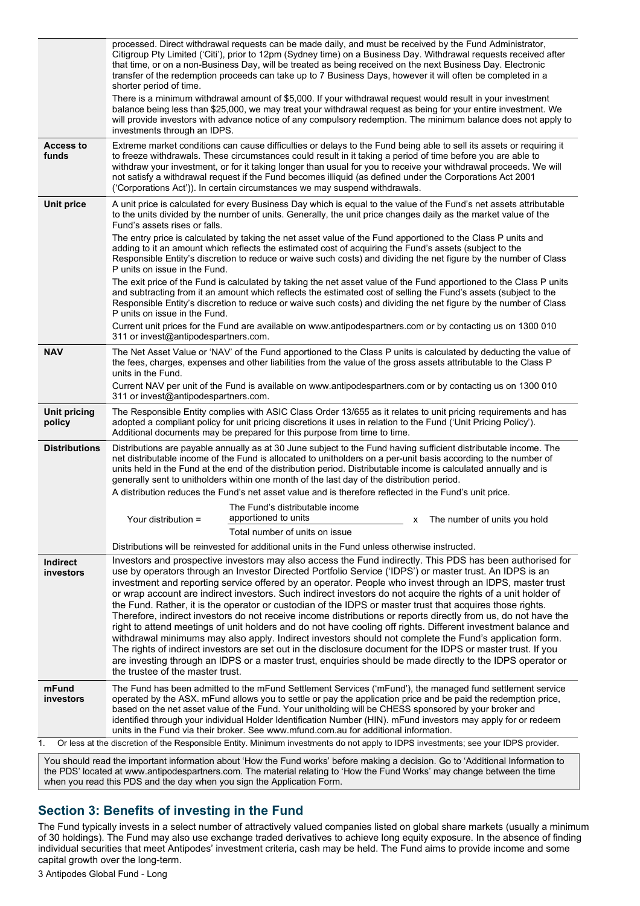| | |
|---|---|
| | processed. Direct withdrawal requests can be made daily, and must be received by the Fund Administrator, Citigroup Pty Limited ('Citi'), prior to 12pm (Sydney time) on a Business Day. Withdrawal requests received after that time, or on a non-Business Day, will be treated as being received on the next Business Day. Electronic transfer of the redemption proceeds can take up to 7 Business Days, however it will often be completed in a shorter period of time.<br><br>There is a minimum withdrawal amount of $5,000. If your withdrawal request would result in your investment balance being less than $25,000, we may treat your withdrawal request as being for your entire investment. We will provide investors with advance notice of any compulsory redemption. The minimum balance does not apply to investments through an IDPS. |
| **Access to funds** | Extreme market conditions can cause difficulties or delays to the Fund being able to sell its assets or requiring it to freeze withdrawals. These circumstances could result in it taking a period of time before you are able to withdraw your investment, or for it taking longer than usual for you to receive your withdrawal proceeds. We will not satisfy a withdrawal request if the Fund becomes illiquid (as defined under the Corporations Act 2001 ('Corporations Act')). In certain circumstances we may suspend withdrawals. |
| **Unit price** | A unit price is calculated for every Business Day which is equal to the value of the Fund's net assets attributable to the units divided by the number of units. Generally, the unit price changes daily as the market value of the Fund's assets rises or falls.<br><br>The entry price is calculated by taking the net asset value of the Fund apportioned to the Class P units and adding to it an amount which reflects the estimated cost of acquiring the Fund's assets (subject to the Responsible Entity's discretion to reduce or waive such costs) and dividing the net figure by the number of Class P units on issue in the Fund.<br><br>The exit price of the Fund is calculated by taking the net asset value of the Fund apportioned to the Class P units and subtracting from it an amount which reflects the estimated cost of selling the Fund's assets (subject to the Responsible Entity's discretion to reduce or waive such costs) and dividing the net figure by the number of Class P units on issue in the Fund.<br><br>Current unit prices for the Fund are available on www.antipodespartners.com or by contacting us on 1300 010 311 or invest@antipodespartners.com. |
| **NAV** | The Net Asset Value or 'NAV' of the Fund apportioned to the Class P units is calculated by deducting the value of the fees, charges, expenses and other liabilities from the value of the gross assets attributable to the Class P units in the Fund.<br><br>Current NAV per unit of the Fund is available on www.antipodespartners.com or by contacting us on 1300 010 311 or invest@antipodespartners.com. |
| **Unit pricing policy** | The Responsible Entity complies with ASIC Class Order 13/655 as it relates to unit pricing requirements and has adopted a compliant policy for unit pricing discretions it uses in relation to the Fund ('Unit Pricing Policy'). Additional documents may be prepared for this purpose from time to time. |
| **Distributions** | Distributions are payable annually as at 30 June subject to the Fund having sufficient distributable income. The net distributable income of the Fund is allocated to unitholders on a per-unit basis according to the number of units held in the Fund at the end of the distribution period. Distributable income is calculated annually and is generally sent to unitholders within one month of the last day of the distribution period.<br><br>A distribution reduces the Fund's net asset value and is therefore reflected in the Fund's unit price.<br><br>$$\text{Your distribution} = \frac{\text{The Fund's distributable income apportioned to units}}{\text{Total number of units on issue}} \times \text{The number of units you hold}$$<br><br>Distributions will be reinvested for additional units in the Fund unless otherwise instructed. |
| **Indirect investors** | Investors and prospective investors may also access the Fund indirectly. This PDS has been authorised for use by operators through an Investor Directed Portfolio Service ('IDPS') or master trust. An IDPS is an investment and reporting service offered by an operator. People who invest through an IDPS, master trust or wrap account are indirect investors. Such indirect investors do not acquire the rights of a unit holder of the Fund. Rather, it is the operator or custodian of the IDPS or master trust that acquires those rights. Therefore, indirect investors do not receive income distributions or reports directly from us, do not have the right to attend meetings of unit holders and do not have cooling off rights. Different investment balance and withdrawal minimums may also apply. Indirect investors should not complete the Fund's application form. The rights of indirect investors are set out in the disclosure document for the IDPS or master trust. If you are investing through an IDPS or a master trust, enquiries should be made directly to the IDPS operator or the trustee of the master trust. |
| **mFund investors** | The Fund has been admitted to the mFund Settlement Services ('mFund'), the managed fund settlement service operated by the ASX. mFund allows you to settle or pay the application price and be paid the redemption price, based on the net asset value of the Fund. Your unitholding will be CHESS sponsored by your broker and identified through your individual Holder Identification Number (HIN). mFund investors may apply for or redeem units in the Fund via their broker. See www.mfund.com.au for additional information. |

1. Or less at the discretion of the Responsible Entity. Minimum investments do not apply to IDPS investments; see your IDPS provider.

You should read the important information about 'How the Fund works' before making a decision. Go to 'Additional Information to the PDS' located at www.antipodespartners.com. The material relating to 'How the Fund Works' may change between the time when you read this PDS and the day when you sign the Application Form.

## Section 3: Benefits of investing in the Fund

The Fund typically invests in a select number of attractively valued companies listed on global share markets (usually a minimum of 30 holdings). The Fund may also use exchange traded derivatives to achieve long equity exposure. In the absence of finding individual securities that meet Antipodes' investment criteria, cash may be held. The Fund aims to provide income and some capital growth over the long-term.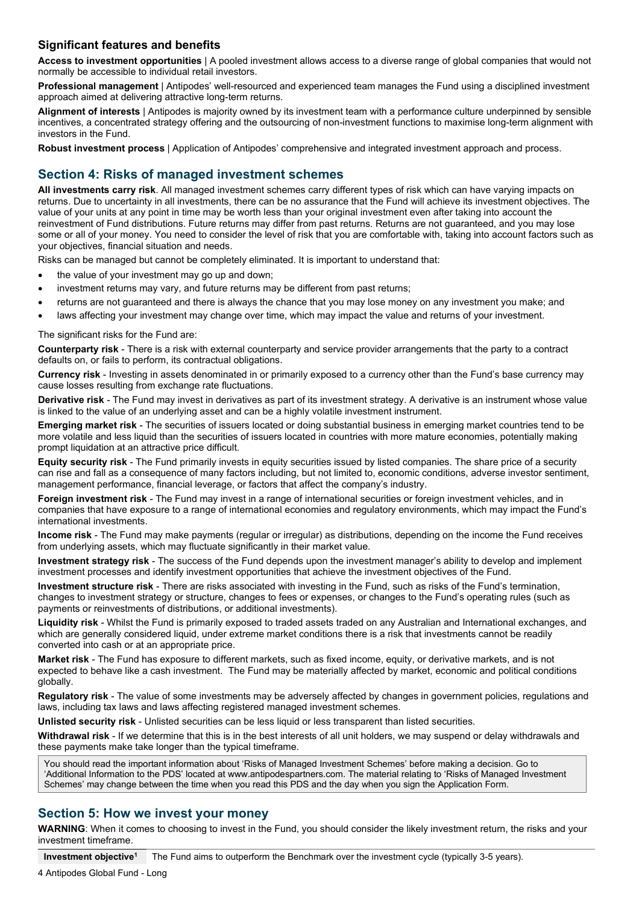### Significant features and benefits

**Access to investment opportunities** | A pooled investment allows access to a diverse range of global companies that would not normally be accessible to individual retail investors.

**Professional management** | Antipodes' well-resourced and experienced team manages the Fund using a disciplined investment approach aimed at delivering attractive long-term returns.

**Alignment of interests** | Antipodes is majority owned by its investment team with a performance culture underpinned by sensible incentives, a concentrated strategy offering and the outsourcing of non-investment functions to maximise long-term alignment with investors in the Fund.

**Robust investment process** | Application of Antipodes' comprehensive and integrated investment approach and process.

## Section 4: Risks of managed investment schemes

**All investments carry risk**. All managed investment schemes carry different types of risk which can have varying impacts on returns. Due to uncertainty in all investments, there can be no assurance that the Fund will achieve its investment objectives. The value of your units at any point in time may be worth less than your original investment even after taking into account the reinvestment of Fund distributions. Future returns may differ from past returns. Returns are not guaranteed, and you may lose some or all of your money. You need to consider the level of risk that you are comfortable with, taking into account factors such as your objectives, financial situation and needs.

Risks can be managed but cannot be completely eliminated. It is important to understand that:

- the value of your investment may go up and down;
- investment returns may vary, and future returns may be different from past returns;
- returns are not guaranteed and there is always the chance that you may lose money on any investment you make; and
- laws affecting your investment may change over time, which may impact the value and returns of your investment.

The significant risks for the Fund are:

**Counterparty risk** - There is a risk with external counterparty and service provider arrangements that the party to a contract defaults on, or fails to perform, its contractual obligations.

**Currency risk** - Investing in assets denominated in or primarily exposed to a currency other than the Fund's base currency may cause losses resulting from exchange rate fluctuations.

**Derivative risk** - The Fund may invest in derivatives as part of its investment strategy. A derivative is an instrument whose value is linked to the value of an underlying asset and can be a highly volatile investment instrument.

**Emerging market risk** - The securities of issuers located or doing substantial business in emerging market countries tend to be more volatile and less liquid than the securities of issuers located in countries with more mature economies, potentially making prompt liquidation at an attractive price difficult.

**Equity security risk** - The Fund primarily invests in equity securities issued by listed companies. The share price of a security can rise and fall as a consequence of many factors including, but not limited to, economic conditions, adverse investor sentiment, management performance, financial leverage, or factors that affect the company's industry.

**Foreign investment risk** - The Fund may invest in a range of international securities or foreign investment vehicles, and in companies that have exposure to a range of international economies and regulatory environments, which may impact the Fund's international investments.

**Income risk** - The Fund may make payments (regular or irregular) as distributions, depending on the income the Fund receives from underlying assets, which may fluctuate significantly in their market value.

**Investment strategy risk** - The success of the Fund depends upon the investment manager's ability to develop and implement investment processes and identify investment opportunities that achieve the investment objectives of the Fund.

**Investment structure risk** - There are risks associated with investing in the Fund, such as risks of the Fund's termination, changes to investment strategy or structure, changes to fees or expenses, or changes to the Fund's operating rules (such as payments or reinvestments of distributions, or additional investments).

**Liquidity risk** - Whilst the Fund is primarily exposed to traded assets traded on any Australian and International exchanges, and which are generally considered liquid, under extreme market conditions there is a risk that investments cannot be readily converted into cash or at an appropriate price.

**Market risk** - The Fund has exposure to different markets, such as fixed income, equity, or derivative markets, and is not expected to behave like a cash investment. The Fund may be materially affected by market, economic and political conditions globally.

**Regulatory risk** - The value of some investments may be adversely affected by changes in government policies, regulations and laws, including tax laws and laws affecting registered managed investment schemes.

**Unlisted security risk** - Unlisted securities can be less liquid or less transparent than listed securities.

**Withdrawal risk** - If we determine that this is in the best interests of all unit holders, we may suspend or delay withdrawals and these payments make take longer than the typical timeframe.

> You should read the important information about 'Risks of Managed Investment Schemes' before making a decision. Go to 'Additional Information to the PDS' located at www.antipodespartners.com. The material relating to 'Risks of Managed Investment Schemes' may change between the time when you read this PDS and the day when you sign the Application Form.

## Section 5: How we invest your money

**WARNING**: When it comes to choosing to invest in the Fund, you should consider the likely investment return, the risks and your investment timeframe.

| **Investment objective**[1] | The Fund aims to outperform the Benchmark over the investment cycle (typically 3-5 years). |
|---|---|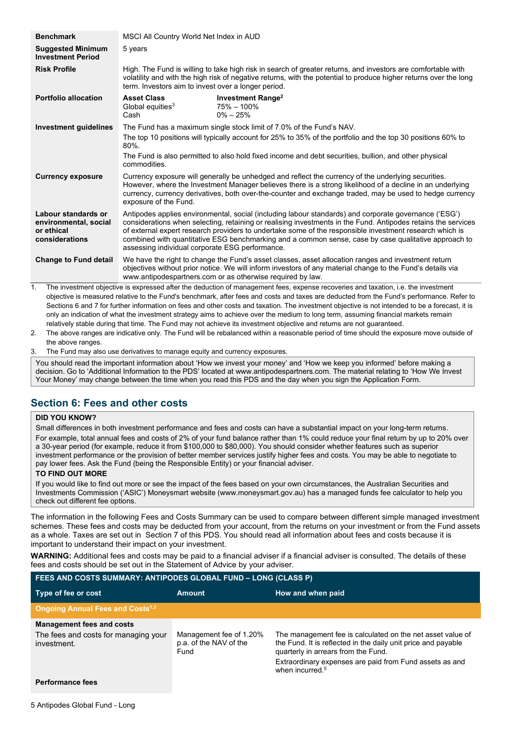| | |
|---|---|
| **Benchmark** | MSCI All Country World Net Index in AUD |
| **Suggested Minimum Investment Period** | 5 years |
| **Risk Profile** | High. The Fund is willing to take high risk in search of greater returns, and investors are comfortable with volatility and with the high risk of negative returns, with the potential to produce higher returns over the long term. Investors aim to invest over a longer period. |
| **Portfolio allocation** | **Asset Class** / **Investment Range**[2]<br>Global equities[3]: 75% – 100%<br>Cash: 0% – 25% |
| **Investment guidelines** | The Fund has a maximum single stock limit of 7.0% of the Fund's NAV.<br>The top 10 positions will typically account for 25% to 35% of the portfolio and the top 30 positions 60% to 80%.<br>The Fund is also permitted to also hold fixed income and debt securities, bullion, and other physical commodities. |
| **Currency exposure** | Currency exposure will generally be unhedged and reflect the currency of the underlying securities. However, where the Investment Manager believes there is a strong likelihood of a decline in an underlying currency, currency derivatives, both over-the-counter and exchange traded, may be used to hedge currency exposure of the Fund. |
| **Labour standards or environmental, social or ethical considerations** | Antipodes applies environmental, social (including labour standards) and corporate governance ('ESG') considerations when selecting, retaining or realising investments in the Fund. Antipodes retains the services of external expert research providers to undertake some of the responsible investment research which is combined with quantitative ESG benchmarking and a common sense, case by case qualitative approach to assessing individual corporate ESG performance. |
| **Change to Fund detail** | We have the right to change the Fund's asset classes, asset allocation ranges and investment return objectives without prior notice. We will inform investors of any material change to the Fund's details via www.antipodespartners.com or as otherwise required by law. |

1. The investment objective is expressed after the deduction of management fees, expense recoveries and taxation, i.e. the investment objective is measured relative to the Fund's benchmark, after fees and costs and taxes are deducted from the Fund's performance. Refer to Sections 6 and 7 for further information on fees and other costs and taxation. The investment objective is not intended to be a forecast, it is only an indication of what the investment strategy aims to achieve over the medium to long term, assuming financial markets remain relatively stable during that time. The Fund may not achieve its investment objective and returns are not guaranteed.
2. The above ranges are indicative only. The Fund will be rebalanced within a reasonable period of time should the exposure move outside of the above ranges.
3. The Fund may also use derivatives to manage equity and currency exposures.

You should read the important information about 'How we invest your money' and 'How we keep you informed' before making a decision. Go to 'Additional Information to the PDS' located at www.antipodespartners.com. The material relating to 'How We Invest Your Money' may change between the time when you read this PDS and the day when you sign the Application Form.

## Section 6: Fees and other costs

**DID YOU KNOW?**

Small differences in both investment performance and fees and costs can have a substantial impact on your long-term returns.

For example, total annual fees and costs of 2% of your fund balance rather than 1% could reduce your final return by up to 20% over a 30-year period (for example, reduce it from $100,000 to $80,000). You should consider whether features such as superior investment performance or the provision of better member services justify higher fees and costs. You may be able to negotiate to pay lower fees. Ask the Fund (being the Responsible Entity) or your financial adviser.

**TO FIND OUT MORE**

If you would like to find out more or see the impact of the fees based on your own circumstances, the Australian Securities and Investments Commission ('ASIC') Moneysmart website (www.moneysmart.gov.au) has a managed funds fee calculator to help you check out different fee options.

The information in the following Fees and Costs Summary can be used to compare between different simple managed investment schemes. These fees and costs may be deducted from your account, from the returns on your investment or from the Fund assets as a whole. Taxes are set out in Section 7 of this PDS. You should read all information about fees and costs because it is important to understand their impact on your investment.

**WARNING:** Additional fees and costs may be paid to a financial adviser if a financial adviser is consulted. The details of these fees and costs should be set out in the Statement of Advice by your adviser.

| FEES AND COSTS SUMMARY: ANTIPODES GLOBAL FUND – LONG (CLASS P) | | |
|---|---|---|
| **Type of fee or cost** | **Amount** | **How and when paid** |
| **Ongoing Annual Fees and Costs[1,3]** | | |
| **Management fees and costs**<br>The fees and costs for managing your investment. | Management fee of 1.20% p.a. of the NAV of the Fund | The management fee is calculated on the net asset value of the Fund. It is reflected in the daily unit price and payable quarterly in arrears from the Fund.<br>Extraordinary expenses are paid from Fund assets as and when incurred.[5] |
| **Performance fees** | | |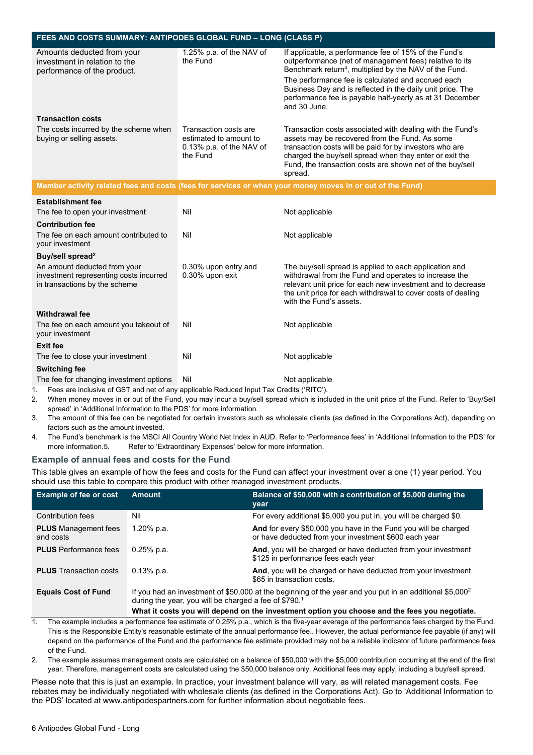| FEES AND COSTS SUMMARY: ANTIPODES GLOBAL FUND – LONG (CLASS P) | | |
|---|---|---|
| Amounts deducted from your investment in relation to the performance of the product. | 1.25% p.a. of the NAV of the Fund | If applicable, a performance fee of 15% of the Fund's outperformance (net of management fees) relative to its Benchmark return[4], multiplied by the NAV of the Fund.<br>The performance fee is calculated and accrued each Business Day and is reflected in the daily unit price. The performance fee is payable half-yearly as at 31 December and 30 June. |
| **Transaction costs**<br>The costs incurred by the scheme when buying or selling assets. | Transaction costs are estimated to amount to 0.13% p.a. of the NAV of the Fund | Transaction costs associated with dealing with the Fund's assets may be recovered from the Fund. As some transaction costs will be paid for by investors who are charged the buy/sell spread when they enter or exit the Fund, the transaction costs are shown net of the buy/sell spread. |
| **Member activity related fees and costs (fees for services or when your money moves in or out of the Fund)** | | |
| **Establishment fee**<br>The fee to open your investment | Nil | Not applicable |
| **Contribution fee**<br>The fee on each amount contributed to your investment | Nil | Not applicable |
| **Buy/sell spread[2]**<br>An amount deducted from your investment representing costs incurred in transactions by the scheme | 0.30% upon entry and 0.30% upon exit | The buy/sell spread is applied to each application and withdrawal from the Fund and operates to increase the relevant unit price for each new investment and to decrease the unit price for each withdrawal to cover costs of dealing with the Fund's assets. |
| **Withdrawal fee**<br>The fee on each amount you takeout of your investment | Nil | Not applicable |
| **Exit fee**<br>The fee to close your investment | Nil | Not applicable |
| **Switching fee**<br>The fee for changing investment options | Nil | Not applicable |

1. Fees are inclusive of GST and net of any applicable Reduced Input Tax Credits ('RITC').
2. When money moves in or out of the Fund, you may incur a buy/sell spread which is included in the unit price of the Fund. Refer to 'Buy/Sell spread' in 'Additional Information to the PDS' for more information.
3. The amount of this fee can be negotiated for certain investors such as wholesale clients (as defined in the Corporations Act), depending on factors such as the amount invested.
4. The Fund's benchmark is the MSCI All Country World Net Index in AUD. Refer to 'Performance fees' in 'Additional Information to the PDS' for more information.
5. Refer to 'Extraordinary Expenses' below for more information.

### Example of annual fees and costs for the Fund

This table gives an example of how the fees and costs for the Fund can affect your investment over a one (1) year period. You should use this table to compare this product with other managed investment products.

| Example of fee or cost | Amount | Balance of $50,000 with a contribution of $5,000 during the year |
|---|---|---|
| Contribution fees | Nil | For every additional $5,000 you put in, you will be charged $0. |
| **PLUS** Management fees and costs | 1.20% p.a. | **And** for every $50,000 you have in the Fund you will be charged or have deducted from your investment $600 each year |
| **PLUS** Performance fees | 0.25% p.a. | **And**, you will be charged or have deducted from your investment $125 in performance fees each year |
| **PLUS** Transaction costs | 0.13% p.a. | **And**, you will be charged or have deducted from your investment $65 in transaction costs. |
| **Equals Cost of Fund** | If you had an investment of $50,000 at the beginning of the year and you put in an additional $5,000[2] during the year, you will be charged a fee of $790.[1]<br>**What it costs you will depend on the investment option you choose and the fees you negotiate.** | |

1. The example includes a performance fee estimate of 0.25% p.a., which is the five-year average of the performance fees charged by the Fund. This is the Responsible Entity's reasonable estimate of the annual performance fee.. However, the actual performance fee payable (if any) will depend on the performance of the Fund and the performance fee estimate provided may not be a reliable indicator of future performance fees of the Fund.
2. The example assumes management costs are calculated on a balance of $50,000 with the $5,000 contribution occurring at the end of the first year. Therefore, management costs are calculated using the $50,000 balance only. Additional fees may apply, including a buy/sell spread.

Please note that this is just an example. In practice, your investment balance will vary, as will related management costs. Fee rebates may be individually negotiated with wholesale clients (as defined in the Corporations Act). Go to 'Additional Information to the PDS' located at www.antipodespartners.com for further information about negotiable fees.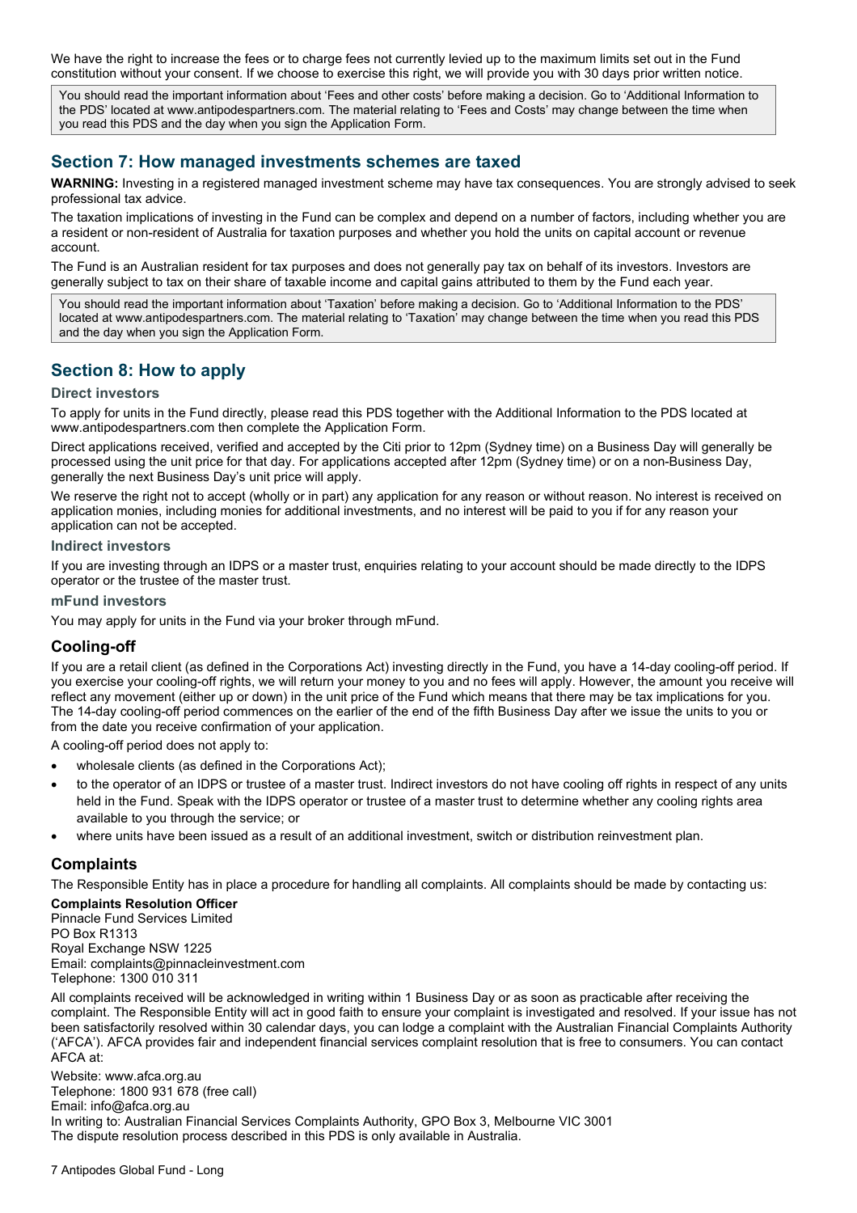We have the right to increase the fees or to charge fees not currently levied up to the maximum limits set out in the Fund constitution without your consent. If we choose to exercise this right, we will provide you with 30 days prior written notice.

> You should read the important information about 'Fees and other costs' before making a decision. Go to 'Additional Information to the PDS' located at www.antipodespartners.com. The material relating to 'Fees and Costs' may change between the time when you read this PDS and the day when you sign the Application Form.

## Section 7: How managed investments schemes are taxed

**WARNING:** Investing in a registered managed investment scheme may have tax consequences. You are strongly advised to seek professional tax advice.

The taxation implications of investing in the Fund can be complex and depend on a number of factors, including whether you are a resident or non-resident of Australia for taxation purposes and whether you hold the units on capital account or revenue account.

The Fund is an Australian resident for tax purposes and does not generally pay tax on behalf of its investors. Investors are generally subject to tax on their share of taxable income and capital gains attributed to them by the Fund each year.

> You should read the important information about 'Taxation' before making a decision. Go to 'Additional Information to the PDS' located at www.antipodespartners.com. The material relating to 'Taxation' may change between the time when you read this PDS and the day when you sign the Application Form.

## Section 8: How to apply

### Direct investors

To apply for units in the Fund directly, please read this PDS together with the Additional Information to the PDS located at www.antipodespartners.com then complete the Application Form.

Direct applications received, verified and accepted by the Citi prior to 12pm (Sydney time) on a Business Day will generally be processed using the unit price for that day. For applications accepted after 12pm (Sydney time) or on a non-Business Day, generally the next Business Day's unit price will apply.

We reserve the right not to accept (wholly or in part) any application for any reason or without reason. No interest is received on application monies, including monies for additional investments, and no interest will be paid to you if for any reason your application can not be accepted.

### Indirect investors

If you are investing through an IDPS or a master trust, enquiries relating to your account should be made directly to the IDPS operator or the trustee of the master trust.

### mFund investors

You may apply for units in the Fund via your broker through mFund.

## Cooling-off

If you are a retail client (as defined in the Corporations Act) investing directly in the Fund, you have a 14-day cooling-off period. If you exercise your cooling-off rights, we will return your money to you and no fees will apply. However, the amount you receive will reflect any movement (either up or down) in the unit price of the Fund which means that there may be tax implications for you. The 14-day cooling-off period commences on the earlier of the end of the fifth Business Day after we issue the units to you or from the date you receive confirmation of your application.

A cooling-off period does not apply to:

- wholesale clients (as defined in the Corporations Act);
- to the operator of an IDPS or trustee of a master trust. Indirect investors do not have cooling off rights in respect of any units held in the Fund. Speak with the IDPS operator or trustee of a master trust to determine whether any cooling rights area available to you through the service; or
- where units have been issued as a result of an additional investment, switch or distribution reinvestment plan.

## Complaints

The Responsible Entity has in place a procedure for handling all complaints. All complaints should be made by contacting us:

**Complaints Resolution Officer**
Pinnacle Fund Services Limited
PO Box R1313
Royal Exchange NSW 1225
Email: complaints@pinnacleinvestment.com
Telephone: 1300 010 311

All complaints received will be acknowledged in writing within 1 Business Day or as soon as practicable after receiving the complaint. The Responsible Entity will act in good faith to ensure your complaint is investigated and resolved. If your issue has not been satisfactorily resolved within 30 calendar days, you can lodge a complaint with the Australian Financial Complaints Authority ('AFCA'). AFCA provides fair and independent financial services complaint resolution that is free to consumers. You can contact AFCA at:

Website: www.afca.org.au
Telephone: 1800 931 678 (free call)
Email: info@afca.org.au
In writing to: Australian Financial Services Complaints Authority, GPO Box 3, Melbourne VIC 3001
The dispute resolution process described in this PDS is only available in Australia.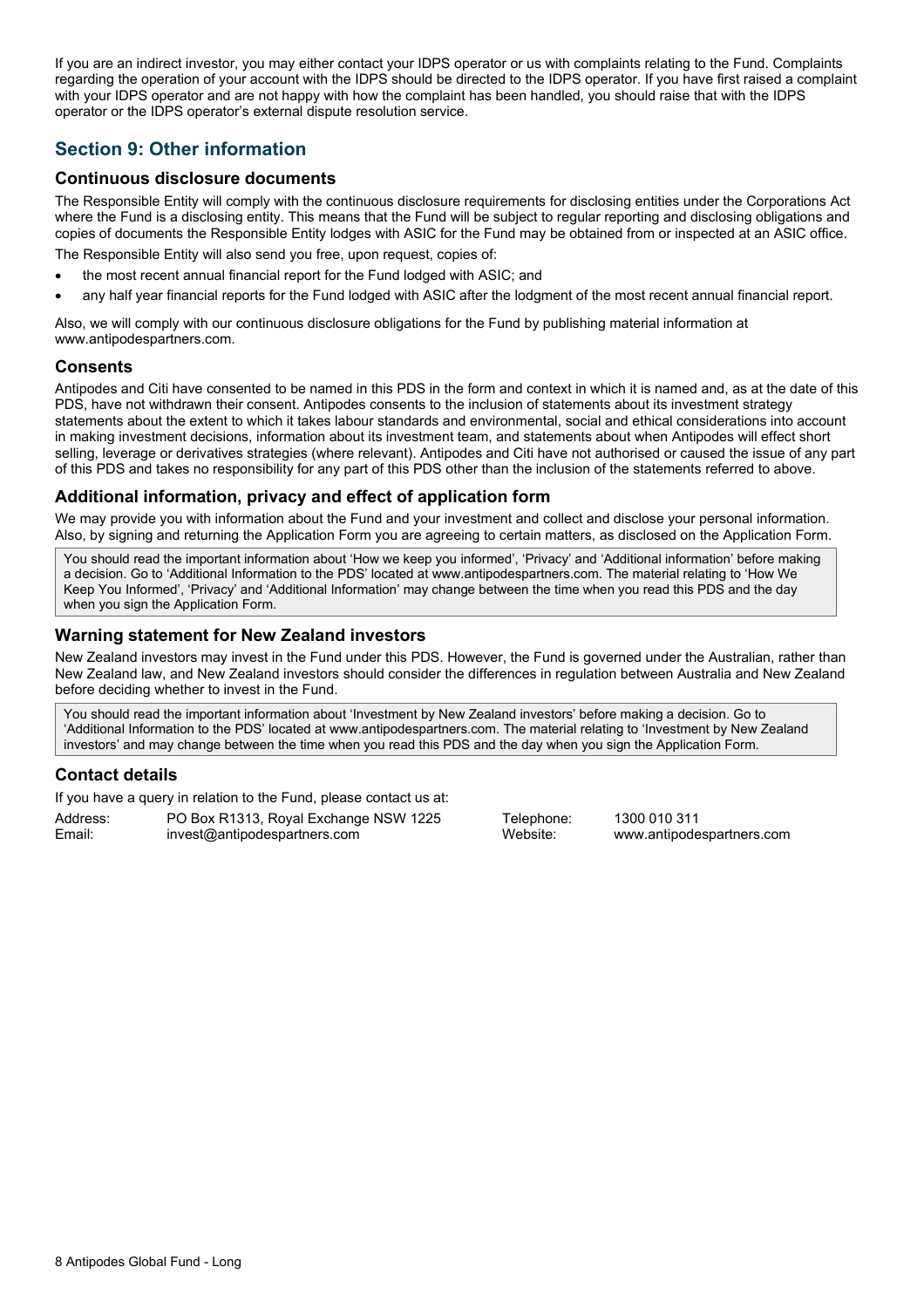If you are an indirect investor, you may either contact your IDPS operator or us with complaints relating to the Fund. Complaints regarding the operation of your account with the IDPS should be directed to the IDPS operator. If you have first raised a complaint with your IDPS operator and are not happy with how the complaint has been handled, you should raise that with the IDPS operator or the IDPS operator's external dispute resolution service.

## Section 9: Other information

### Continuous disclosure documents

The Responsible Entity will comply with the continuous disclosure requirements for disclosing entities under the Corporations Act where the Fund is a disclosing entity. This means that the Fund will be subject to regular reporting and disclosing obligations and copies of documents the Responsible Entity lodges with ASIC for the Fund may be obtained from or inspected at an ASIC office.

The Responsible Entity will also send you free, upon request, copies of:

- the most recent annual financial report for the Fund lodged with ASIC; and
- any half year financial reports for the Fund lodged with ASIC after the lodgment of the most recent annual financial report.

Also, we will comply with our continuous disclosure obligations for the Fund by publishing material information at www.antipodespartners.com.

### Consents

Antipodes and Citi have consented to be named in this PDS in the form and context in which it is named and, as at the date of this PDS, have not withdrawn their consent. Antipodes consents to the inclusion of statements about its investment strategy statements about the extent to which it takes labour standards and environmental, social and ethical considerations into account in making investment decisions, information about its investment team, and statements about when Antipodes will effect short selling, leverage or derivatives strategies (where relevant). Antipodes and Citi have not authorised or caused the issue of any part of this PDS and takes no responsibility for any part of this PDS other than the inclusion of the statements referred to above.

### Additional information, privacy and effect of application form

We may provide you with information about the Fund and your investment and collect and disclose your personal information. Also, by signing and returning the Application Form you are agreeing to certain matters, as disclosed on the Application Form.

> You should read the important information about 'How we keep you informed', 'Privacy' and 'Additional information' before making a decision. Go to 'Additional Information to the PDS' located at www.antipodespartners.com. The material relating to 'How We Keep You Informed', 'Privacy' and 'Additional Information' may change between the time when you read this PDS and the day when you sign the Application Form.

### Warning statement for New Zealand investors

New Zealand investors may invest in the Fund under this PDS. However, the Fund is governed under the Australian, rather than New Zealand law, and New Zealand investors should consider the differences in regulation between Australia and New Zealand before deciding whether to invest in the Fund.

> You should read the important information about 'Investment by New Zealand investors' before making a decision. Go to 'Additional Information to the PDS' located at www.antipodespartners.com. The material relating to 'Investment by New Zealand investors' and may change between the time when you read this PDS and the day when you sign the Application Form.

### Contact details

If you have a query in relation to the Fund, please contact us at:

| | | | |
|---|---|---|---|
| Address: | PO Box R1313, Royal Exchange NSW 1225 | Telephone: | 1300 010 311 |
| Email: | invest@antipodespartners.com | Website: | www.antipodespartners.com |